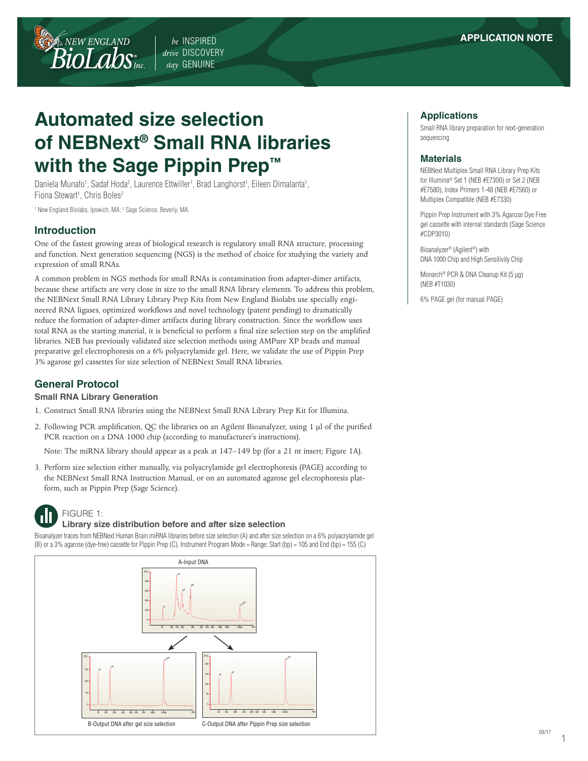APPLICATION NOTE

# Automated size selection of NEBNext® Small RNA libraries with the Sage Pippin Prep™

Daniela Munafo[1], Sadaf Hoda[2], Laurence Ettwiller[1], Brad Langhorst[1], Eileen Dimalanta[1], Fiona Stewart[1], Chris Boles[2]

[1] New England Biolabs, Ipswich, MA; [2] Sage Science, Beverly, MA.

## Applications

Small RNA library preparation for next-generation sequencing

## Materials

NEBNext Multiplex Small RNA Library Prep Kits for Illumina® Set 1 (NEB #E7300) or Set 2 (NEB #E7580), Index Primers 1-48 (NEB #E7560) or Multiplex Compatible (NEB #E7330)

Pippin Prep Instrument with 3% Agarose Dye Free gel cassette with internal standards (Sage Science #CDP3010)

Bioanalyzer® (Agilent®) with DNA 1000 Chip and High Sensitivity Chip

Monarch® PCR & DNA Cleanup Kit (5 µg) (NEB #T1030)

6% PAGE gel (for manual PAGE)

## Introduction

One of the fastest growing areas of biological research is regulatory small RNA structure, processing and function. Next generation sequencing (NGS) is the method of choice for studying the variety and expression of small RNAs.

A common problem in NGS methods for small RNAs is contamination from adapter-dimer artifacts, because these artifacts are very close in size to the small RNA library elements. To address this problem, the NEBNext Small RNA Library Library Prep Kits from New England Biolabs use specially engineered RNA ligases, optimized workflows and novel technology (patent pending) to dramatically reduce the formation of adapter-dimer artifacts during library construction. Since the workflow uses total RNA as the starting material, it is beneficial to perform a final size selection step on the amplified libraries. NEB has previously validated size selection methods using AMPure XP beads and manual preparative gel electrophoresis on a 6% polyacrylamide gel. Here, we validate the use of Pippin Prep 3% agarose gel cassettes for size selection of NEBNext Small RNA libraries.

## General Protocol

### Small RNA Library Generation

1. Construct Small RNA libraries using the NEBNext Small RNA Library Prep Kit for Illumina.
2. Following PCR amplification, QC the libraries on an Agilent Bioanalyzer, using 1 µl of the purified PCR reaction on a DNA 1000 chip (according to manufacturer's instructions).

   Note: The miRNA library should appear as a peak at 147–149 bp (for a 21 nt insert; Figure 1A).
3. Perform size selection either manually, via polyacrylamide gel electrophoresis (PAGE) according to the NEBNext Small RNA Instruction Manual, or on an automated agarose gel electrophoresis platform, such as Pippin Prep (Sage Science).

FIGURE 1:
**Library size distribution before and after size selection**

Bioanalyzer traces from NEBNext Human Brain miRNA libraries before size selection (A) and after size selection on a 6% polyacrylamide gel (B) or a 3% agarose (dye-free) cassette for Pippin Prep (C). Instrument Program Mode = Range; Start (bp) = 105 and End (bp) = 155 (C)

A-Input DNA

B-Output DNA after gel size selection

C-Output DNA after Pippin Prep size selection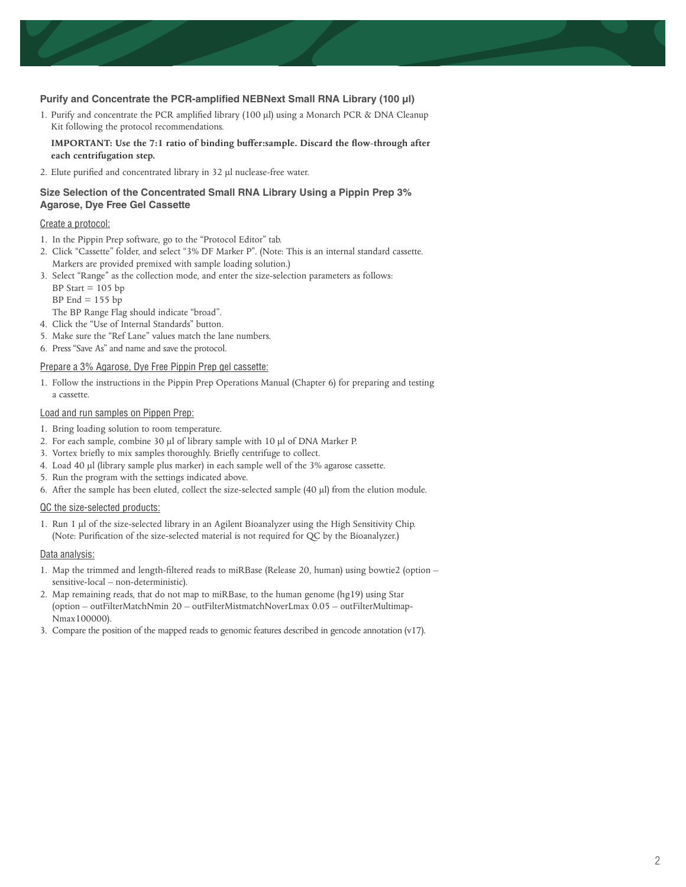### Purify and Concentrate the PCR-amplified NEBNext Small RNA Library (100 µl)

1. Purify and concentrate the PCR amplified library (100 µl) using a Monarch PCR & DNA Cleanup Kit following the protocol recommendations.

   **IMPORTANT: Use the 7:1 ratio of binding buffer:sample. Discard the flow-through after each centrifugation step.**

2. Elute purified and concentrated library in 32 µl nuclease-free water.

### Size Selection of the Concentrated Small RNA Library Using a Pippin Prep 3% Agarose, Dye Free Gel Cassette

Create a protocol:

1. In the Pippin Prep software, go to the "Protocol Editor" tab.
2. Click "Cassette" folder, and select "3% DF Marker P". (Note: This is an internal standard cassette. Markers are provided premixed with sample loading solution.)
3. Select "Range" as the collection mode, and enter the size-selection parameters as follows:
   BP Start = 105 bp
   BP End = 155 bp
   The BP Range Flag should indicate "broad".
4. Click the "Use of Internal Standards" button.
5. Make sure the "Ref Lane" values match the lane numbers.
6. Press "Save As" and name and save the protocol.

Prepare a 3% Agarose, Dye Free Pippin Prep gel cassette:

1. Follow the instructions in the Pippin Prep Operations Manual (Chapter 6) for preparing and testing a cassette.

Load and run samples on Pippen Prep:

1. Bring loading solution to room temperature.
2. For each sample, combine 30 µl of library sample with 10 µl of DNA Marker P.
3. Vortex briefly to mix samples thoroughly. Briefly centrifuge to collect.
4. Load 40 µl (library sample plus marker) in each sample well of the 3% agarose cassette.
5. Run the program with the settings indicated above.
6. After the sample has been eluted, collect the size-selected sample (40 µl) from the elution module.

QC the size-selected products:

1. Run 1 µl of the size-selected library in an Agilent Bioanalyzer using the High Sensitivity Chip. (Note: Purification of the size-selected material is not required for QC by the Bioanalyzer.)

Data analysis:

1. Map the trimmed and length-filtered reads to miRBase (Release 20, human) using bowtie2 (option – sensitive-local – non-deterministic).
2. Map remaining reads, that do not map to miRBase, to the human genome (hg19) using Star (option – outFilterMatchNmin 20 – outFilterMistmatchNoverLmax 0.05 – outFilterMultimap-Nmax100000).
3. Compare the position of the mapped reads to genomic features described in gencode annotation (v17).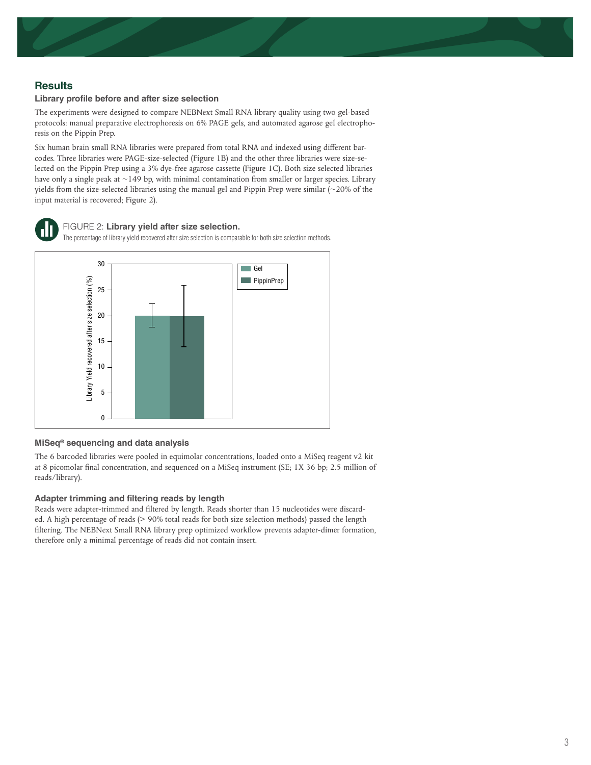## Results

### Library profile before and after size selection

The experiments were designed to compare NEBNext Small RNA library quality using two gel-based protocols: manual preparative electrophoresis on 6% PAGE gels, and automated agarose gel electrophoresis on the Pippin Prep.

Six human brain small RNA libraries were prepared from total RNA and indexed using different barcodes. Three libraries were PAGE-size-selected (Figure 1B) and the other three libraries were size-selected on the Pippin Prep using a 3% dye-free agarose cassette (Figure 1C). Both size selected libraries have only a single peak at ~149 bp, with minimal contamination from smaller or larger species. Library yields from the size-selected libraries using the manual gel and Pippin Prep were similar (~20% of the input material is recovered; Figure 2).

FIGURE 2: **Library yield after size selection.**
The percentage of library yield recovered after size selection is comparable for both size selection methods.

### MiSeq® sequencing and data analysis

The 6 barcoded libraries were pooled in equimolar concentrations, loaded onto a MiSeq reagent v2 kit at 8 picomolar final concentration, and sequenced on a MiSeq instrument (SE; 1X 36 bp; 2.5 million of reads/library).

### Adapter trimming and filtering reads by length

Reads were adapter-trimmed and filtered by length. Reads shorter than 15 nucleotides were discarded. A high percentage of reads (> 90% total reads for both size selection methods) passed the length filtering. The NEBNext Small RNA library prep optimized workflow prevents adapter-dimer formation, therefore only a minimal percentage of reads did not contain insert.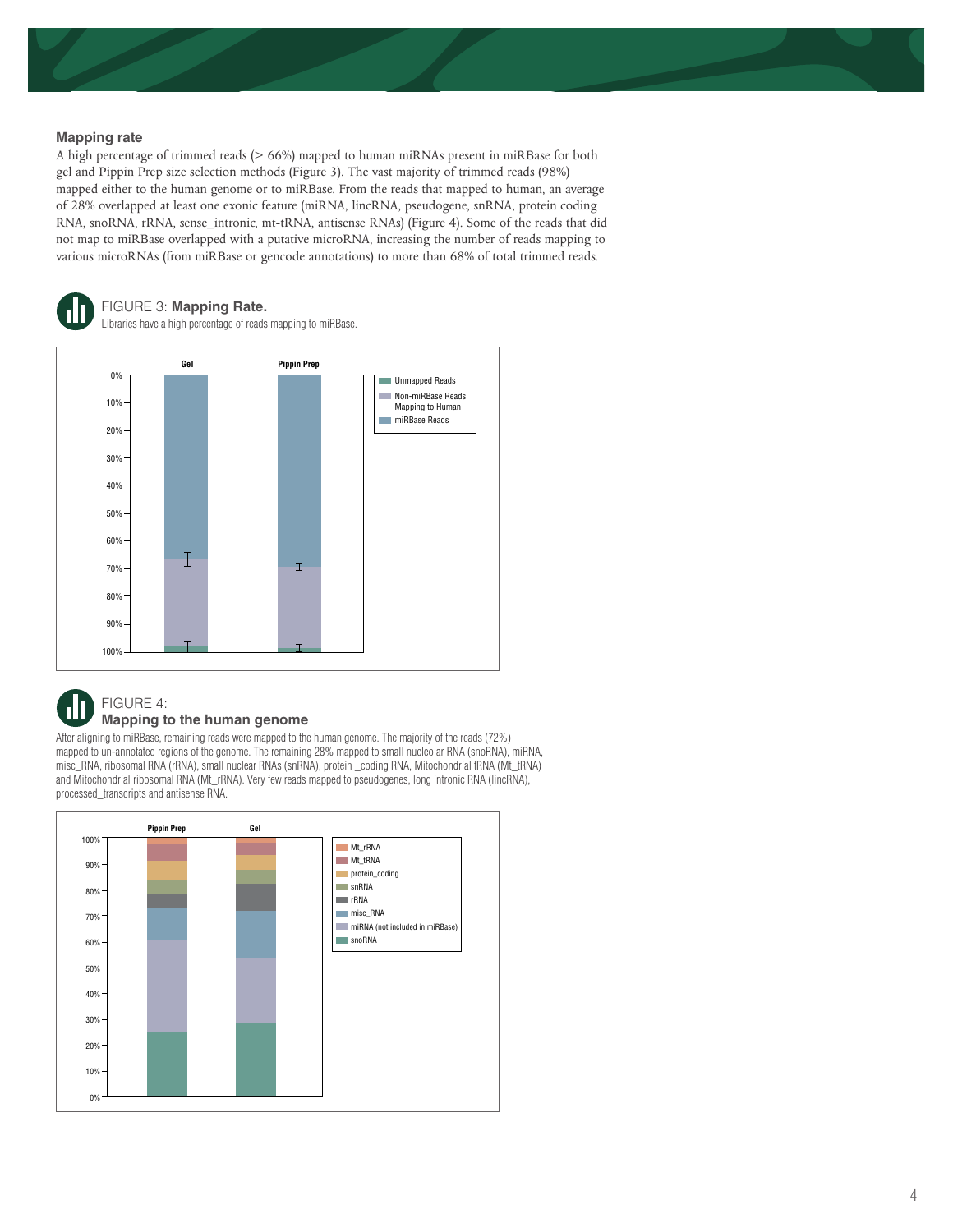### Mapping rate

A high percentage of trimmed reads (> 66%) mapped to human miRNAs present in miRBase for both gel and Pippin Prep size selection methods (Figure 3). The vast majority of trimmed reads (98%) mapped either to the human genome or to miRBase. From the reads that mapped to human, an average of 28% overlapped at least one exonic feature (miRNA, lincRNA, pseudogene, snRNA, protein coding RNA, snoRNA, rRNA, sense_intronic, mt-tRNA, antisense RNAs) (Figure 4). Some of the reads that did not map to miRBase overlapped with a putative microRNA, increasing the number of reads mapping to various microRNAs (from miRBase or gencode annotations) to more than 68% of total trimmed reads.

FIGURE 3: **Mapping Rate.**
Libraries have a high percentage of reads mapping to miRBase.

FIGURE 4:
**Mapping to the human genome**

After aligning to miRBase, remaining reads were mapped to the human genome. The majority of the reads (72%) mapped to un-annotated regions of the genome. The remaining 28% mapped to small nucleolar RNA (snoRNA), miRNA, misc_RNA, ribosomal RNA (rRNA), small nuclear RNAs (snRNA), protein _coding RNA, Mitochondrial tRNA (Mt_tRNA) and Mitochondrial ribosomal RNA (Mt_rRNA). Very few reads mapped to pseudogenes, long intronic RNA (lincRNA), processed_transcripts and antisense RNA.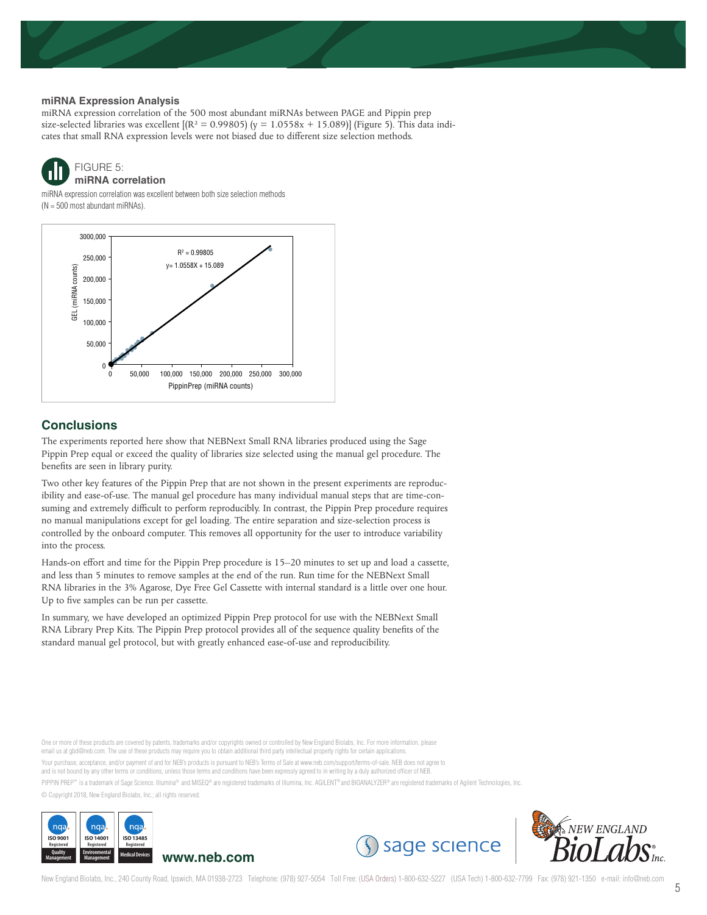## miRNA Expression Analysis

miRNA expression correlation of the 500 most abundant miRNAs between PAGE and Pippin prep size-selected libraries was excellent [($R^2 = 0.99805$) ($y = 1.0558x + 15.089$)] (Figure 5). This data indicates that small RNA expression levels were not biased due to different size selection methods.

FIGURE 5:
**miRNA correlation**

miRNA expression correlation was excellent between both size selection methods (N = 500 most abundant miRNAs).

3000,000
250,000
200,000
150,000
100,000
50,000
0
GEL (miRNA counts)
$R^2 = 0.99805$
y= 1.0558X + 15.089
0 50,000 100,000 150,000 200,000 250,000 300,000
PippinPrep (miRNA counts)

## Conclusions

The experiments reported here show that NEBNext Small RNA libraries produced using the Sage Pippin Prep equal or exceed the quality of libraries size selected using the manual gel procedure. The benefits are seen in library purity.

Two other key features of the Pippin Prep that are not shown in the present experiments are reproducibility and ease-of-use. The manual gel procedure has many individual manual steps that are time-consuming and extremely difficult to perform reproducibly. In contrast, the Pippin Prep procedure requires no manual manipulations except for gel loading. The entire separation and size-selection process is controlled by the onboard computer. This removes all opportunity for the user to introduce variability into the process.

Hands-on effort and time for the Pippin Prep procedure is 15–20 minutes to set up and load a cassette, and less than 5 minutes to remove samples at the end of the run. Run time for the NEBNext Small RNA libraries in the 3% Agarose, Dye Free Gel Cassette with internal standard is a little over one hour. Up to five samples can be run per cassette.

In summary, we have developed an optimized Pippin Prep protocol for use with the NEBNext Small RNA Library Prep Kits. The Pippin Prep protocol provides all of the sequence quality benefits of the standard manual gel protocol, but with greatly enhanced ease-of-use and reproducibility.

One or more of these products are covered by patents, trademarks and/or copyrights owned or controlled by New England Biolabs, Inc. For more information, please email us at gbd@neb.com. The use of these products may require you to obtain additional third party intellectual property rights for certain applications.

Your purchase, acceptance, and/or payment of and for NEB's products is pursuant to NEB's Terms of Sale at www.neb.com/support/terms-of-sale. NEB does not agree to and is not bound by any other terms or conditions, unless those terms and conditions have been expressly agreed to in writing by a duly authorized officer of NEB.

PIPPIN PREP™ is a trademark of Sage Science. Illumina® and MISEQ® are registered trademarks of Illumina, Inc. AGILENT® and BIOANALYZER® are registered trademarks of Agilent Technologies, Inc.

© Copyright 2018, New England Biolabs, Inc.; all rights reserved.

ISO 9001 Registered Quality Management | ISO 14001 Registered Environmental Management | ISO 13485 Registered Medical Devices

www.neb.com

sage science

NEW ENGLAND BioLabs Inc.

New England Biolabs, Inc., 240 County Road, Ipswich, MA 01938-2723 Telephone: (978) 927-5054 Toll Free: (USA Orders) 1-800-632-5227 (USA Tech) 1-800-632-7799 Fax: (978) 921-1350 e-mail: info@neb.com